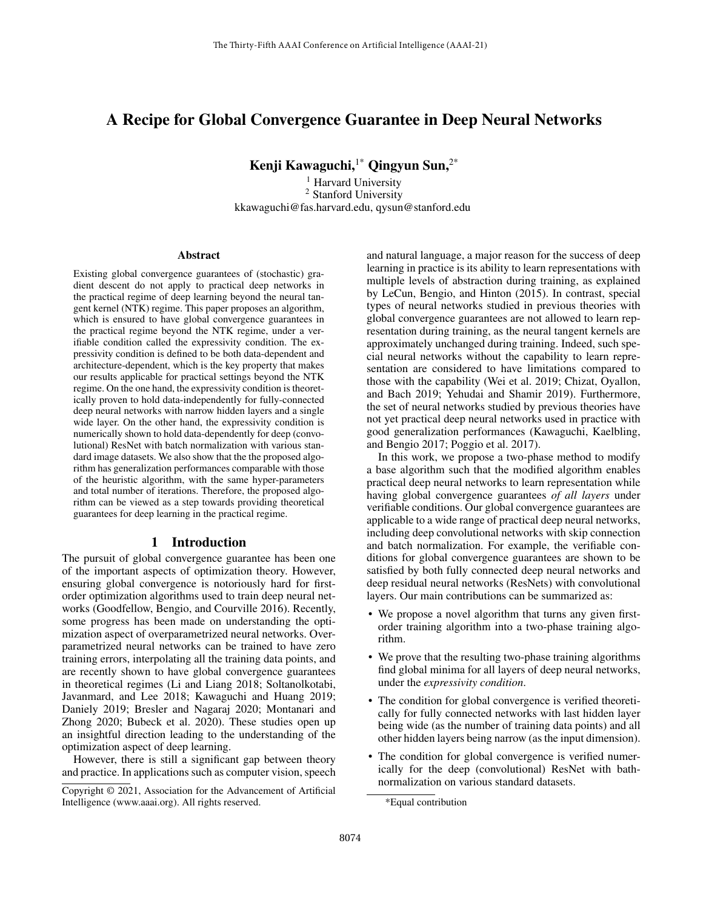# A Recipe for Global Convergence Guarantee in Deep Neural Networks

**Kenji Kawaguchi,[1*] Qingyun Sun,[2*]**

[1] Harvard University
[2] Stanford University
kkawaguchi@fas.harvard.edu, qysun@stanford.edu

## Abstract

Existing global convergence guarantees of (stochastic) gradient descent do not apply to practical deep networks in the practical regime of deep learning beyond the neural tangent kernel (NTK) regime. This paper proposes an algorithm, which is ensured to have global convergence guarantees in the practical regime beyond the NTK regime, under a verifiable condition called the expressivity condition. The expressivity condition is defined to be both data-dependent and architecture-dependent, which is the key property that makes our results applicable for practical settings beyond the NTK regime. On the one hand, the expressivity condition is theoretically proven to hold data-independently for fully-connected deep neural networks with narrow hidden layers and a single wide layer. On the other hand, the expressivity condition is numerically shown to hold data-dependently for deep (convolutional) ResNet with batch normalization with various standard image datasets. We also show that the the proposed algorithm has generalization performances comparable with those of the heuristic algorithm, with the same hyper-parameters and total number of iterations. Therefore, the proposed algorithm can be viewed as a step towards providing theoretical guarantees for deep learning in the practical regime.

## 1 Introduction

The pursuit of global convergence guarantee has been one of the important aspects of optimization theory. However, ensuring global convergence is notoriously hard for first-order optimization algorithms used to train deep neural networks (Goodfellow, Bengio, and Courville 2016). Recently, some progress has been made on understanding the optimization aspect of overparametrized neural networks. Overparametrized neural networks can be trained to have zero training errors, interpolating all the training data points, and are recently shown to have global convergence guarantees in theoretical regimes (Li and Liang 2018; Soltanolkotabi, Javanmard, and Lee 2018; Kawaguchi and Huang 2019; Daniely 2019; Bresler and Nagaraj 2020; Montanari and Zhong 2020; Bubeck et al. 2020). These studies open up an insightful direction leading to the understanding of the optimization aspect of deep learning.

However, there is still a significant gap between theory and practice. In applications such as computer vision, speech and natural language, a major reason for the success of deep learning in practice is its ability to learn representations with multiple levels of abstraction during training, as explained by LeCun, Bengio, and Hinton (2015). In contrast, special types of neural networks studied in previous theories with global convergence guarantees are not allowed to learn representation during training, as the neural tangent kernels are approximately unchanged during training. Indeed, such special neural networks without the capability to learn representation are considered to have limitations compared to those with the capability (Wei et al. 2019; Chizat, Oyallon, and Bach 2019; Yehudai and Shamir 2019). Furthermore, the set of neural networks studied by previous theories have not yet practical deep neural networks used in practice with good generalization performances (Kawaguchi, Kaelbling, and Bengio 2017; Poggio et al. 2017).

In this work, we propose a two-phase method to modify a base algorithm such that the modified algorithm enables practical deep neural networks to learn representation while having global convergence guarantees *of all layers* under verifiable conditions. Our global convergence guarantees are applicable to a wide range of practical deep neural networks, including deep convolutional networks with skip connection and batch normalization. For example, the verifiable conditions for global convergence guarantees are shown to be satisfied by both fully connected deep neural networks and deep residual neural networks (ResNets) with convolutional layers. Our main contributions can be summarized as:

- We propose a novel algorithm that turns any given first-order training algorithm into a two-phase training algorithm.
- We prove that the resulting two-phase training algorithms find global minima for all layers of deep neural networks, under the *expressivity condition*.
- The condition for global convergence is verified theoretically for fully connected networks with last hidden layer being wide (as the number of training data points) and all other hidden layers being narrow (as the input dimension).
- The condition for global convergence is verified numerically for the deep (convolutional) ResNet with bath-normalization on various standard datasets.

Copyright © 2021, Association for the Advancement of Artificial Intelligence (www.aaai.org). All rights reserved.

*Equal contribution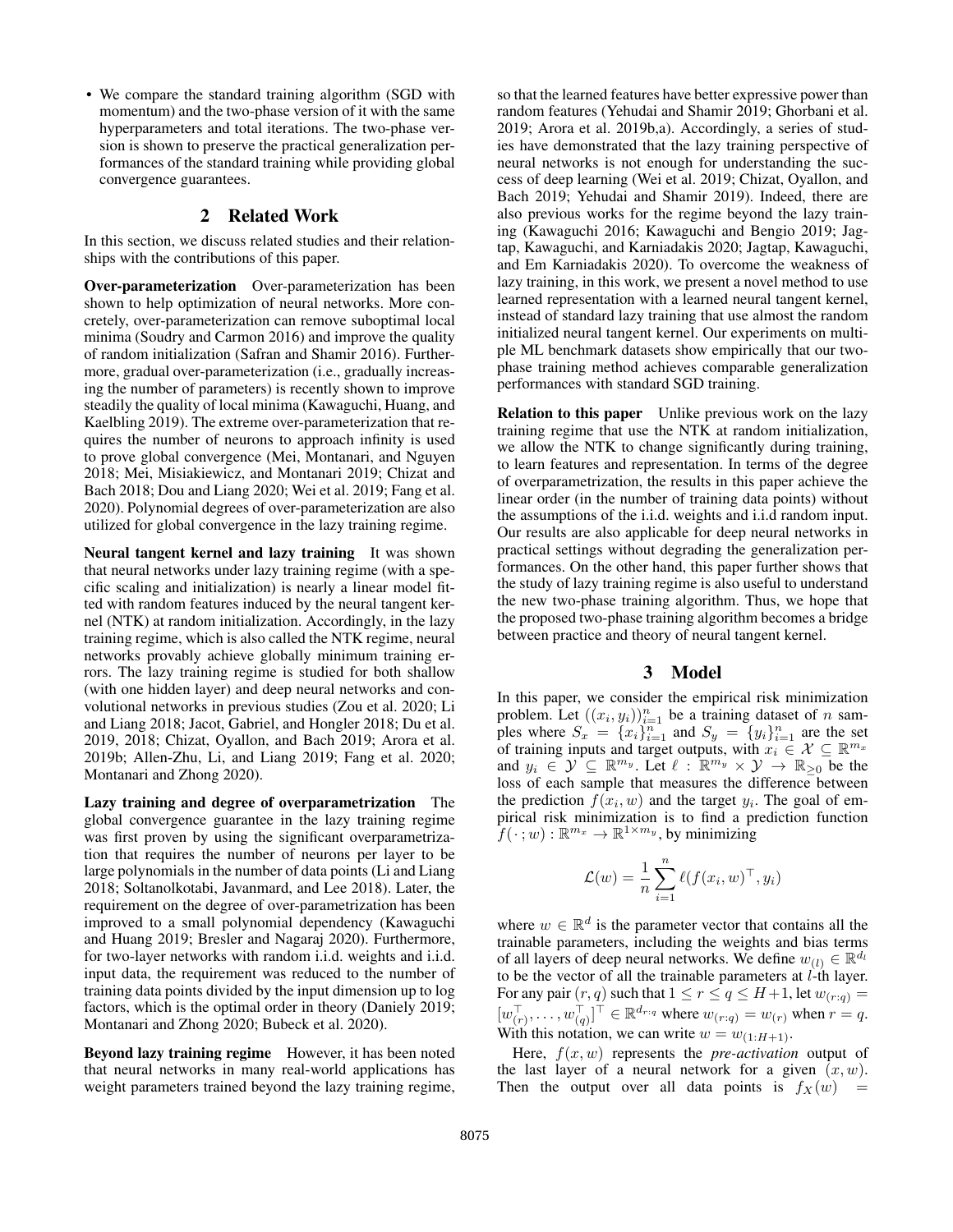- We compare the standard training algorithm (SGD with momentum) and the two-phase version of it with the same hyperparameters and total iterations. The two-phase version is shown to preserve the practical generalization performances of the standard training while providing global convergence guarantees.

## 2 Related Work

In this section, we discuss related studies and their relationships with the contributions of this paper.

**Over-parameterization** Over-parameterization has been shown to help optimization of neural networks. More concretely, over-parameterization can remove suboptimal local minima (Soudry and Carmon 2016) and improve the quality of random initialization (Safran and Shamir 2016). Furthermore, gradual over-parameterization (i.e., gradually increasing the number of parameters) is recently shown to improve steadily the quality of local minima (Kawaguchi, Huang, and Kaelbling 2019). The extreme over-parameterization that requires the number of neurons to approach infinity is used to prove global convergence (Mei, Montanari, and Nguyen 2018; Mei, Misiakiewicz, and Montanari 2019; Chizat and Bach 2018; Dou and Liang 2020; Wei et al. 2019; Fang et al. 2020). Polynomial degrees of over-parameterization are also utilized for global convergence in the lazy training regime.

**Neural tangent kernel and lazy training** It was shown that neural networks under lazy training regime (with a specific scaling and initialization) is nearly a linear model fitted with random features induced by the neural tangent kernel (NTK) at random initialization. Accordingly, in the lazy training regime, which is also called the NTK regime, neural networks provably achieve globally minimum training errors. The lazy training regime is studied for both shallow (with one hidden layer) and deep neural networks and convolutional networks in previous studies (Zou et al. 2020; Li and Liang 2018; Jacot, Gabriel, and Hongler 2018; Du et al. 2019, 2018; Chizat, Oyallon, and Bach 2019; Arora et al. 2019b; Allen-Zhu, Li, and Liang 2019; Fang et al. 2020; Montanari and Zhong 2020).

**Lazy training and degree of overparametrization** The global convergence guarantee in the lazy training regime was first proven by using the significant overparametrization that requires the number of neurons per layer to be large polynomials in the number of data points (Li and Liang 2018; Soltanolkotabi, Javanmard, and Lee 2018). Later, the requirement on the degree of over-parametrization has been improved to a small polynomial dependency (Kawaguchi and Huang 2019; Bresler and Nagaraj 2020). Furthermore, for two-layer networks with random i.i.d. weights and i.i.d. input data, the requirement was reduced to the number of training data points divided by the input dimension up to log factors, which is the optimal order in theory (Daniely 2019; Montanari and Zhong 2020; Bubeck et al. 2020).

**Beyond lazy training regime** However, it has been noted that neural networks in many real-world applications has weight parameters trained beyond the lazy training regime, so that the learned features have better expressive power than random features (Yehudai and Shamir 2019; Ghorbani et al. 2019; Arora et al. 2019b,a). Accordingly, a series of studies have demonstrated that the lazy training perspective of neural networks is not enough for understanding the success of deep learning (Wei et al. 2019; Chizat, Oyallon, and Bach 2019; Yehudai and Shamir 2019). Indeed, there are also previous works for the regime beyond the lazy training (Kawaguchi 2016; Kawaguchi and Bengio 2019; Jagtap, Kawaguchi, and Karniadakis 2020; Jagtap, Kawaguchi, and Em Karniadakis 2020). To overcome the weakness of lazy training, in this work, we present a novel method to use learned representation with a learned neural tangent kernel, instead of standard lazy training that use almost the random initialized neural tangent kernel. Our experiments on multiple ML benchmark datasets show empirically that our two-phase training method achieves comparable generalization performances with standard SGD training.

**Relation to this paper** Unlike previous work on the lazy training regime that use the NTK at random initialization, we allow the NTK to change significantly during training, to learn features and representation. In terms of the degree of overparametrization, the results in this paper achieve the linear order (in the number of training data points) without the assumptions of the i.i.d. weights and i.i.d random input. Our results are also applicable for deep neural networks in practical settings without degrading the generalization performances. On the other hand, this paper further shows that the study of lazy training regime is also useful to understand the new two-phase training algorithm. Thus, we hope that the proposed two-phase training algorithm becomes a bridge between practice and theory of neural tangent kernel.

## 3 Model

In this paper, we consider the empirical risk minimization problem. Let $((x_i, y_i))_{i=1}^n$ be a training dataset of $n$ samples where $S_x = \{x_i\}_{i=1}^n$ and $S_y = \{y_i\}_{i=1}^n$ are the set of training inputs and target outputs, with $x_i \in \mathcal{X} \subseteq \mathbb{R}^{m_x}$ and $y_i \in \mathcal{Y} \subseteq \mathbb{R}^{m_y}$. Let $\ell : \mathbb{R}^{m_y} \times \mathcal{Y} \to \mathbb{R}_{\geq 0}$ be the loss of each sample that measures the difference between the prediction $f(x_i, w)$ and the target $y_i$. The goal of empirical risk minimization is to find a prediction function $f(\cdot\,; w) : \mathbb{R}^{m_x} \to \mathbb{R}^{1\times m_y}$, by minimizing

$$\mathcal{L}(w) = \frac{1}{n}\sum_{i=1}^{n} \ell(f(x_i, w)^\top, y_i)$$

where $w \in \mathbb{R}^d$ is the parameter vector that contains all the trainable parameters, including the weights and bias terms of all layers of deep neural networks. We define $w_{(l)} \in \mathbb{R}^{d_l}$ to be the vector of all the trainable parameters at $l$-th layer. For any pair $(r, q)$ such that $1 \leq r \leq q \leq H+1$, let $w_{(r:q)} = [w_{(r)}^\top, \dots, w_{(q)}^\top]^\top \in \mathbb{R}^{d_{r:q}}$ where $w_{(r:q)} = w_{(r)}$ when $r = q$. With this notation, we can write $w = w_{(1:H+1)}$.

Here, $f(x, w)$ represents the *pre-activation* output of the last layer of a neural network for a given $(x, w)$. Then the output over all data points is $f_X(w) =$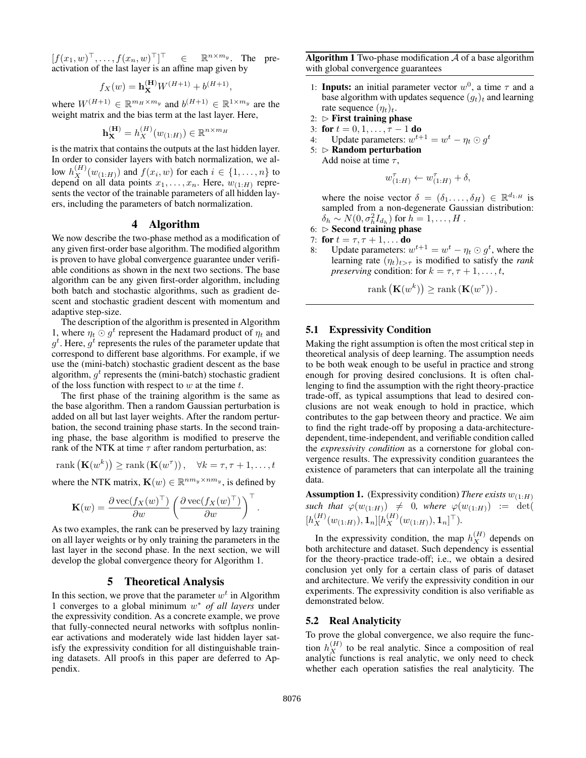$[f(x_1, w)^\top, \ldots, f(x_n, w)^\top]^\top \in \mathbb{R}^{n \times m_y}$. The pre-activation of the last layer is an affine map given by

$$f_X(w) = \mathbf{h}_{\mathbf{X}}^{(\mathbf{H})} W^{(H+1)} + b^{(H+1)},$$

where $W^{(H+1)} \in \mathbb{R}^{m_H \times m_y}$ and $b^{(H+1)} \in \mathbb{R}^{1 \times m_y}$ are the weight matrix and the bias term at the last layer. Here,

$$\mathbf{h}_{\mathbf{X}}^{(\mathbf{H})} = h_X^{(H)}(w_{(1:H)}) \in \mathbb{R}^{n \times m_H}$$

is the matrix that contains the outputs at the last hidden layer. In order to consider layers with batch normalization, we allow $h_X^{(H)}(w_{(1:H)})$ and $f(x_i, w)$ for each $i \in \{1, \ldots, n\}$ to depend on all data points $x_1, \ldots, x_n$. Here, $w_{(1:H)}$ represents the vector of the trainable parameters of all hidden layers, including the parameters of batch normalization.

## 4 Algorithm

We now describe the two-phase method as a modification of any given first-order base algorithm. The modified algorithm is proven to have global convergence guarantee under verifiable conditions as shown in the next two sections. The base algorithm can be any given first-order algorithm, including both batch and stochastic algorithms, such as gradient descent and stochastic gradient descent with momentum and adaptive step-size.

The description of the algorithm is presented in Algorithm 1, where $\eta_t \odot g^t$ represent the Hadamard product of $\eta_t$ and $g^t$. Here, $g^t$ represents the rules of the parameter update that correspond to different base algorithms. For example, if we use the (mini-batch) stochastic gradient descent as the base algorithm, $g^t$ represents the (mini-batch) stochastic gradient of the loss function with respect to $w$ at the time $t$.

The first phase of the training algorithm is the same as the base algorithm. Then a random Gaussian perturbation is added on all but last layer weights. After the random perturbation, the second training phase starts. In the second training phase, the base algorithm is modified to preserve the rank of the NTK at time $\tau$ after random perturbation, as:

$$\operatorname{rank}\left(\mathbf{K}(w^k)\right) \geq \operatorname{rank}\left(\mathbf{K}(w^\tau)\right), \quad \forall k = \tau, \tau+1, \ldots, t$$

where the NTK matrix, $\mathbf{K}(w) \in \mathbb{R}^{nm_y \times nm_y}$, is defined by

$$\mathbf{K}(w) = \frac{\partial \operatorname{vec}(f_X(w)^\top)}{\partial w} \left( \frac{\partial \operatorname{vec}(f_X(w)^\top)}{\partial w} \right)^\top.$$

As two examples, the rank can be preserved by lazy training on all layer weights or by only training the parameters in the last layer in the second phase. In the next section, we will develop the global convergence theory for Algorithm 1.

**Algorithm 1** Two-phase modification $\mathcal{A}$ of a base algorithm with global convergence guarantees

1: **Inputs:** an initial parameter vector $w^0$, a time $\tau$ and a base algorithm with updates sequence $(g_t)_t$ and learning rate sequence $(\eta_t)_t$.
2: $\triangleright$ **First training phase**
3: **for** $t = 0, 1, \ldots, \tau - 1$ **do**
4: Update parameters: $w^{t+1} = w^t - \eta_t \odot g^t$
5: $\triangleright$ **Random perturbation**
Add noise at time $\tau$,

$$w_{(1:H)}^\tau \leftarrow w_{(1:H)}^\tau + \delta,$$

where the noise vector $\delta = (\delta_1, \ldots, \delta_H) \in \mathbb{R}^{d_{1:H}}$ is sampled from a non-degenerate Gaussian distribution: $\delta_h \sim N(0, \sigma_h^2 I_{d_h})$ for $h = 1, \ldots, H$ .
6: $\triangleright$ **Second training phase**
7: **for** $t = \tau, \tau + 1, \ldots$ **do**
8: Update parameters: $w^{t+1} = w^t - \eta_t \odot g^t$, where the learning rate $(\eta_t)_{t>\tau}$ is modified to satisfy the *rank preserving* condition: for $k = \tau, \tau + 1, \ldots, t$,

$$\operatorname{rank}\left(\mathbf{K}(w^k)\right) \geq \operatorname{rank}\left(\mathbf{K}(w^\tau)\right).$$

## 5 Theoretical Analysis

In this section, we prove that the parameter $w^t$ in Algorithm 1 converges to a global minimum $w^*$ *of all layers* under the expressivity condition. As a concrete example, we prove that fully-connected neural networks with softplus nonlinear activations and moderately wide last hidden layer satisfy the expressivity condition for all distinguishable training datasets. All proofs in this paper are deferred to Appendix.

### 5.1 Expressivity Condition

Making the right assumption is often the most critical step in theoretical analysis of deep learning. The assumption needs to be both weak enough to be useful in practice and strong enough for proving desired conclusions. It is often challenging to find the assumption with the right theory-practice trade-off, as typical assumptions that lead to desired conclusions are not weak enough to hold in practice, which contributes to the gap between theory and practice. We aim to find the right trade-off by proposing a data-architecture-dependent, time-independent, and verifiable condition called the *expressivity condition* as a cornerstone for global convergence results. The expressivity condition guarantees the existence of parameters that can interpolate all the training data.

**Assumption 1.** (Expressivity condition) *There exists $w_{(1:H)}$ such that $\varphi(w_{(1:H)}) \neq 0$, where $\varphi(w_{(1:H)}) := \det([h_X^{(H)}(w_{(1:H)}), \mathbf{1}_n][h_X^{(H)}(w_{(1:H)}), \mathbf{1}_n]^\top)$.*

In the expressivity condition, the map $h_X^{(H)}$ depends on both architecture and dataset. Such dependency is essential for the theory-practice trade-off; i.e., we obtain a desired conclusion yet only for a certain class of paris of dataset and architecture. We verify the expressivity condition in our experiments. The expressivity condition is also verifiable as demonstrated below.

### 5.2 Real Analyticity

To prove the global convergence, we also require the function $h_X^{(H)}$ to be real analytic. Since a composition of real analytic functions is real analytic, we only need to check whether each operation satisfies the real analyticity. The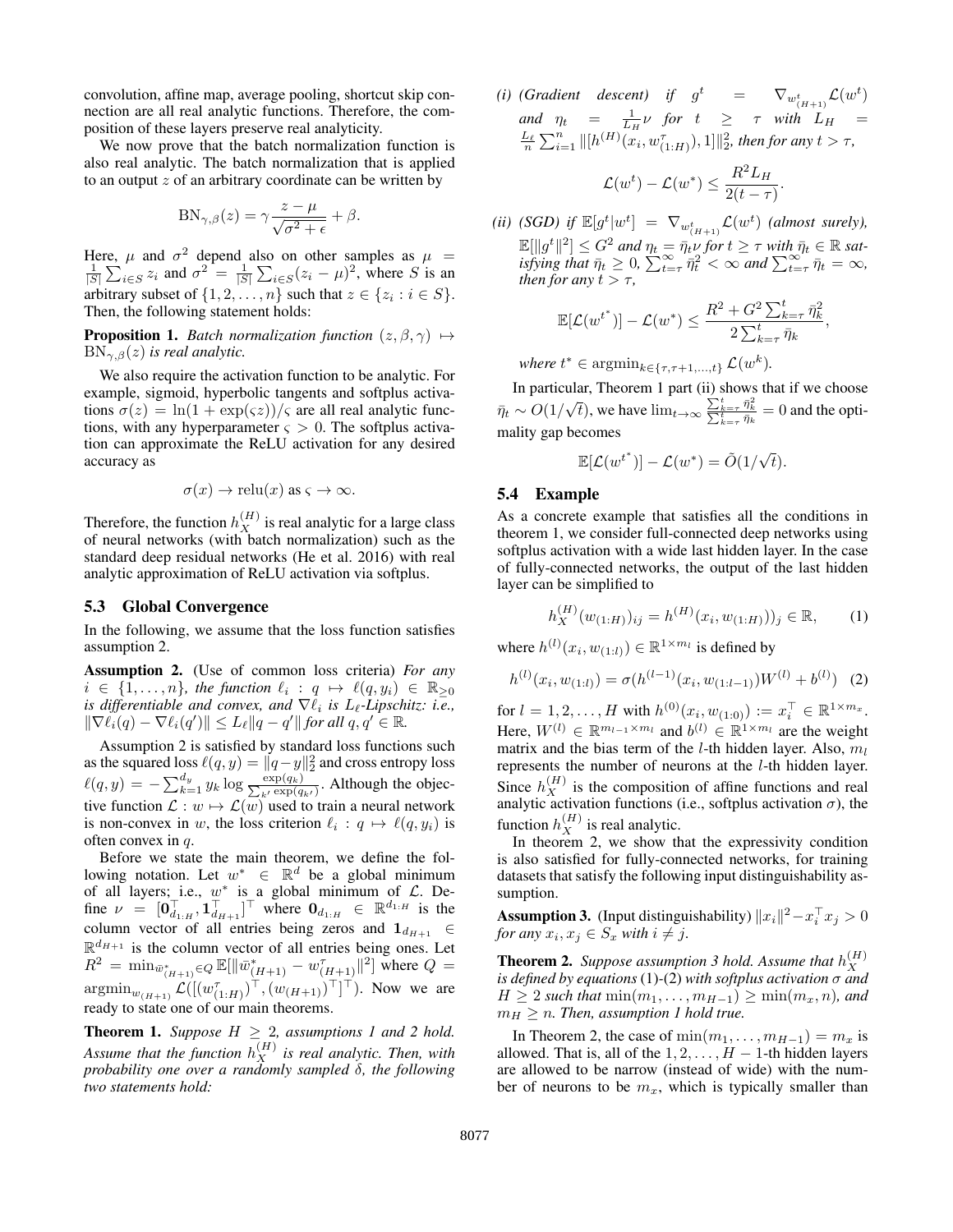convolution, affine map, average pooling, shortcut skip connection are all real analytic functions. Therefore, the composition of these layers preserve real analyticity.

We now prove that the batch normalization function is also real analytic. The batch normalization that is applied to an output $z$ of an arbitrary coordinate can be written by

$$\mathrm{BN}_{\gamma,\beta}(z) = \gamma \frac{z-\mu}{\sqrt{\sigma^2+\epsilon}} + \beta.$$

Here, $\mu$ and $\sigma^2$ depend also on other samples as $\mu = \frac{1}{|S|}\sum_{i\in S} z_i$ and $\sigma^2 = \frac{1}{|S|}\sum_{i\in S}(z_i-\mu)^2$, where $S$ is an arbitrary subset of $\{1,2,\ldots,n\}$ such that $z \in \{z_i : i \in S\}$. Then, the following statement holds:

**Proposition 1.** *Batch normalization function $(z,\beta,\gamma) \mapsto \mathrm{BN}_{\gamma,\beta}(z)$ is real analytic.*

We also require the activation function to be analytic. For example, sigmoid, hyperbolic tangents and softplus activations $\sigma(z) = \ln(1+\exp(\varsigma z))/\varsigma$ are all real analytic functions, with any hyperparameter $\varsigma > 0$. The softplus activation can approximate the ReLU activation for any desired accuracy as

$$\sigma(x) \to \mathrm{relu}(x) \text{ as } \varsigma \to \infty.$$

Therefore, the function $h_X^{(H)}$ is real analytic for a large class of neural networks (with batch normalization) such as the standard deep residual networks (He et al. 2016) with real analytic approximation of ReLU activation via softplus.

### 5.3 Global Convergence

In the following, we assume that the loss function satisfies assumption 2.

**Assumption 2.** (Use of common loss criteria) *For any $i \in \{1,\ldots,n\}$, the function $\ell_i : q \mapsto \ell(q,y_i) \in \mathbb{R}_{\geq 0}$ is differentiable and convex, and $\nabla \ell_i$ is $L_\ell$-Lipschitz: i.e., $\|\nabla \ell_i(q) - \nabla \ell_i(q')\| \leq L_\ell \|q-q'\|$ for all $q, q' \in \mathbb{R}$.*

Assumption 2 is satisfied by standard loss functions such as the squared loss $\ell(q,y) = \|q-y\|_2^2$ and cross entropy loss $\ell(q,y) = -\sum_{k=1}^{d_y} y_k \log \frac{\exp(q_k)}{\sum_{k'}\exp(q_{k'})}$. Although the objective function $\mathcal{L} : w \mapsto \mathcal{L}(w)$ used to train a neural network is non-convex in $w$, the loss criterion $\ell_i : q \mapsto \ell(q,y_i)$ is often convex in $q$.

Before we state the main theorem, we define the following notation. Let $w^* \in \mathbb{R}^d$ be a global minimum of all layers; i.e., $w^*$ is a global minimum of $\mathcal{L}$. Define $\nu = [\mathbf{0}_{d_{1:H}}^\top, \mathbf{1}_{d_{H+1}}^\top]^\top$ where $\mathbf{0}_{d_{1:H}} \in \mathbb{R}^{d_{1:H}}$ is the column vector of all entries being zeros and $\mathbf{1}_{d_{H+1}} \in \mathbb{R}^{d_{H+1}}$ is the column vector of all entries being ones. Let $R^2 = \min_{\bar{w}^*_{(H+1)} \in Q} \mathbb{E}[\|\bar{w}^*_{(H+1)} - w^\tau_{(H+1)}\|^2]$ where $Q = \operatorname{argmin}_{w_{(H+1)}} \mathcal{L}([(w^\tau_{(1:H)})^\top, (w_{(H+1)})^\top]^\top)$. Now we are ready to state one of our main theorems.

**Theorem 1.** *Suppose $H \geq 2$, assumptions 1 and 2 hold. Assume that the function $h_X^{(H)}$ is real analytic. Then, with probability one over a randomly sampled $\delta$, the following two statements hold:*

*(i) (Gradient descent) if $g^t = \nabla_{w^t_{(H+1)}} \mathcal{L}(w^t)$ and $\eta_t = \frac{1}{L_H}\nu$ for $t \geq \tau$ with $L_H = \frac{L_\ell}{n}\sum_{i=1}^n \|[h^{(H)}(x_i, w^\tau_{(1:H)}), 1]\|_2^2$, then for any $t > \tau$,*

$$\mathcal{L}(w^t) - \mathcal{L}(w^*) \leq \frac{R^2 L_H}{2(t-\tau)}.$$

*(ii) (SGD) if $\mathbb{E}[g^t | w^t] = \nabla_{w^t_{(H+1)}} \mathcal{L}(w^t)$ (almost surely), $\mathbb{E}[\|g^t\|^2] \leq G^2$ and $\eta_t = \bar{\eta}_t \nu$ for $t \geq \tau$ with $\bar{\eta}_t \in \mathbb{R}$ satisfying that $\bar{\eta}_t \geq 0$, $\sum_{t=\tau}^\infty \bar{\eta}_t^2 < \infty$ and $\sum_{t=\tau}^\infty \bar{\eta}_t = \infty$, then for any $t > \tau$,*

$$\mathbb{E}[\mathcal{L}(w^{t^*})] - \mathcal{L}(w^*) \leq \frac{R^2 + G^2\sum_{k=\tau}^t \bar{\eta}_k^2}{2\sum_{k=\tau}^t \bar{\eta}_k},$$

*where $t^* \in \operatorname{argmin}_{k \in \{\tau, \tau+1, \ldots, t\}} \mathcal{L}(w^k)$.*

In particular, Theorem 1 part (ii) shows that if we choose $\bar{\eta}_t \sim O(1/\sqrt{t})$, we have $\lim_{t\to\infty} \frac{\sum_{k=\tau}^t \bar{\eta}_k^2}{\sum_{k=\tau}^t \bar{\eta}_k} = 0$ and the optimality gap becomes

$$\mathbb{E}[\mathcal{L}(w^{t^*})] - \mathcal{L}(w^*) = \tilde{O}(1/\sqrt{t}).$$

### 5.4 Example

As a concrete example that satisfies all the conditions in theorem 1, we consider full-connected deep networks using softplus activation with a wide last hidden layer. In the case of fully-connected networks, the output of the last hidden layer can be simplified to

$$h_X^{(H)}(w_{(1:H)})_{ij} = h^{(H)}(x_i, w_{(1:H)}))_j \in \mathbb{R}, \tag{1}$$

where $h^{(l)}(x_i, w_{(1:l)}) \in \mathbb{R}^{1 \times m_l}$ is defined by

$$h^{(l)}(x_i, w_{(1:l)}) = \sigma(h^{(l-1)}(x_i, w_{(1:l-1)})W^{(l)} + b^{(l)}) \tag{2}$$

for $l = 1, 2, \ldots, H$ with $h^{(0)}(x_i, w_{(1:0)}) := x_i^\top \in \mathbb{R}^{1 \times m_x}$. Here, $W^{(l)} \in \mathbb{R}^{m_{l-1} \times m_l}$ and $b^{(l)} \in \mathbb{R}^{1 \times m_l}$ are the weight matrix and the bias term of the $l$-th hidden layer. Also, $m_l$ represents the number of neurons at the $l$-th hidden layer. Since $h_X^{(H)}$ is the composition of affine functions and real analytic activation functions (i.e., softplus activation $\sigma$), the function $h_X^{(H)}$ is real analytic.

In theorem 2, we show that the expressivity condition is also satisfied for fully-connected networks, for training datasets that satisfy the following input distinguishability assumption.

**Assumption 3.** (Input distinguishability) $\|x_i\|^2 - x_i^\top x_j > 0$ *for any $x_i, x_j \in S_x$ with $i \neq j$.*

**Theorem 2.** *Suppose assumption 3 hold. Assume that $h_X^{(H)}$ is defined by equations* (1)-(2) *with softplus activation $\sigma$ and $H \geq 2$ such that $\min(m_1, \ldots, m_{H-1}) \geq \min(m_x, n)$, and $m_H \geq n$. Then, assumption 1 hold true.*

In Theorem 2, the case of $\min(m_1, \ldots, m_{H-1}) = m_x$ is allowed. That is, all of the $1, 2, \ldots, H-1$-th hidden layers are allowed to be narrow (instead of wide) with the number of neurons to be $m_x$, which is typically smaller than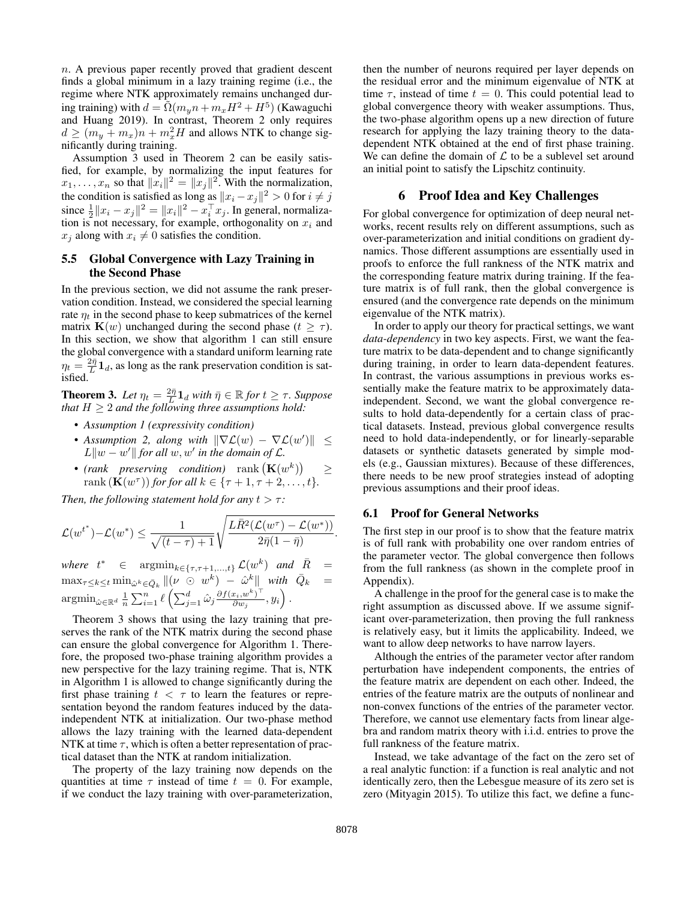$n$. A previous paper recently proved that gradient descent finds a global minimum in a lazy training regime (i.e., the regime where NTK approximately remains unchanged during training) with $d = \tilde{\Omega}(m_y n + m_x H^2 + H^5)$ (Kawaguchi and Huang 2019). In contrast, Theorem 2 only requires $d \geq (m_y + m_x)n + m_x^2 H$ and allows NTK to change significantly during training.

Assumption 3 used in Theorem 2 can be easily satisfied, for example, by normalizing the input features for $x_1, \ldots, x_n$ so that $\|x_i\|^2 = \|x_j\|^2$. With the normalization, the condition is satisfied as long as $\|x_i - x_j\|^2 > 0$ for $i \neq j$ since $\frac{1}{2}\|x_i - x_j\|^2 = \|x_i\|^2 - x_i^\top x_j$. In general, normalization is not necessary, for example, orthogonality on $x_i$ and $x_j$ along with $x_i \neq 0$ satisfies the condition.

### 5.5 Global Convergence with Lazy Training in the Second Phase

In the previous section, we did not assume the rank preservation condition. Instead, we considered the special learning rate $\eta_t$ in the second phase to keep submatrices of the kernel matrix $\mathbf{K}(w)$ unchanged during the second phase ($t \geq \tau$). In this section, we show that algorithm 1 can still ensure the global convergence with a standard uniform learning rate $\eta_t = \frac{2\bar{\eta}}{L}\mathbf{1}_d$, as long as the rank preservation condition is satisfied.

**Theorem 3.** *Let $\eta_t = \frac{2\bar{\eta}}{L}\mathbf{1}_d$ with $\bar{\eta} \in \mathbb{R}$ for $t \geq \tau$. Suppose that $H \geq 2$ and the following three assumptions hold:*

- *Assumption 1 (expressivity condition)*
- *Assumption 2, along with $\|\nabla \mathcal{L}(w) - \nabla \mathcal{L}(w')\| \leq L\|w - w'\|$ for all $w, w'$ in the domain of $\mathcal{L}$.*
- *(rank preserving condition) $\operatorname{rank}(\mathbf{K}(w^k)) \geq \operatorname{rank}(\mathbf{K}(w^\tau))$ for for all $k \in \{\tau+1, \tau+2, \ldots, t\}$.*

*Then, the following statement hold for any $t > \tau$:*

$$\mathcal{L}(w^{t^*}) - \mathcal{L}(w^*) \leq \frac{1}{\sqrt{(t-\tau)+1}} \sqrt{\frac{L\bar{R}^2(\mathcal{L}(w^\tau) - \mathcal{L}(w^*))}{2\bar{\eta}(1-\bar{\eta})}}.$$

*where $t^* \in \operatorname{argmin}_{k \in \{\tau, \tau+1, \ldots, t\}} \mathcal{L}(w^k)$ and $\bar{R} = \max_{\tau \leq k \leq t} \min_{\hat{\omega}^k \in \bar{Q}_k} \|(\nu \odot w^k) - \hat{\omega}^k\|$ with $\bar{Q}_k = \operatorname{argmin}_{\hat{\omega} \in \mathbb{R}^d} \frac{1}{n}\sum_{i=1}^n \ell\left(\sum_{j=1}^d \hat{\omega}_j \frac{\partial f(x_i, w^k)^\top}{\partial w_j}, y_i\right)$.*

Theorem 3 shows that using the lazy training that preserves the rank of the NTK matrix during the second phase can ensure the global convergence for Algorithm 1. Therefore, the proposed two-phase training algorithm provides a new perspective for the lazy training regime. That is, NTK in Algorithm 1 is allowed to change significantly during the first phase training $t < \tau$ to learn the features or representation beyond the random features induced by the data-independent NTK at initialization. Our two-phase method allows the lazy training with the learned data-dependent NTK at time $\tau$, which is often a better representation of practical dataset than the NTK at random initialization.

The property of the lazy training now depends on the quantities at time $\tau$ instead of time $t = 0$. For example, if we conduct the lazy training with over-parameterization, then the number of neurons required per layer depends on the residual error and the minimum eigenvalue of NTK at time $\tau$, instead of time $t = 0$. This could potential lead to global convergence theory with weaker assumptions. Thus, the two-phase algorithm opens up a new direction of future research for applying the lazy training theory to the data-dependent NTK obtained at the end of first phase training. We can define the domain of $\mathcal{L}$ to be a sublevel set around an initial point to satisfy the Lipschitz continuity.

## 6 Proof Idea and Key Challenges

For global convergence for optimization of deep neural networks, recent results rely on different assumptions, such as over-parameterization and initial conditions on gradient dynamics. Those different assumptions are essentially used in proofs to enforce the full rankness of the NTK matrix and the corresponding feature matrix during training. If the feature matrix is of full rank, then the global convergence is ensured (and the convergence rate depends on the minimum eigenvalue of the NTK matrix).

In order to apply our theory for practical settings, we want *data-dependency* in two key aspects. First, we want the feature matrix to be data-dependent and to change significantly during training, in order to learn data-dependent features. In contrast, the various assumptions in previous works essentially make the feature matrix to be approximately data-independent. Second, we want the global convergence results to hold data-dependently for a certain class of practical datasets. Instead, previous global convergence results need to hold data-independently, or for linearly-separable datasets or synthetic datasets generated by simple models (e.g., Gaussian mixtures). Because of these differences, there needs to be new proof strategies instead of adopting previous assumptions and their proof ideas.

### 6.1 Proof for General Networks

The first step in our proof is to show that the feature matrix is of full rank with probability one over random entries of the parameter vector. The global convergence then follows from the full rankness (as shown in the complete proof in Appendix).

A challenge in the proof for the general case is to make the right assumption as discussed above. If we assume significant over-parameterization, then proving the full rankness is relatively easy, but it limits the applicability. Indeed, we want to allow deep networks to have narrow layers.

Although the entries of the parameter vector after random perturbation have independent components, the entries of the feature matrix are dependent on each other. Indeed, the entries of the feature matrix are the outputs of nonlinear and non-convex functions of the entries of the parameter vector. Therefore, we cannot use elementary facts from linear algebra and random matrix theory with i.i.d. entries to prove the full rankness of the feature matrix.

Instead, we take advantage of the fact on the zero set of a real analytic function: if a function is real analytic and not identically zero, then the Lebesgue measure of its zero set is zero (Mityagin 2015). To utilize this fact, we define a func-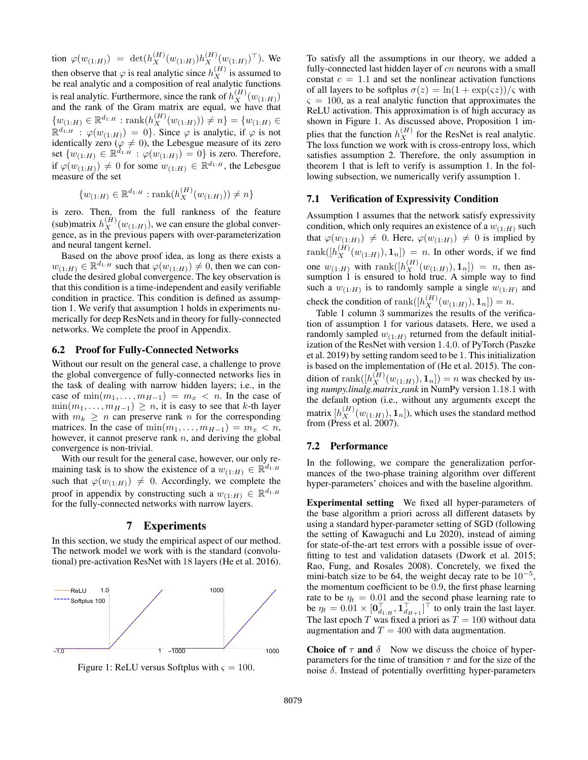tion $\varphi(w_{(1:H)}) = \det(h_X^{(H)}(w_{(1:H)})h_X^{(H)}(w_{(1:H)})^\top)$. We then observe that $\varphi$ is real analytic since $h_X^{(H)}$ is assumed to be real analytic and a composition of real analytic functions is real analytic. Furthermore, since the rank of $h_X^{(H)}(w_{(1:H)})$ and the rank of the Gram matrix are equal, we have that $\{w_{(1:H)} \in \mathbb{R}^{d_{1:H}} : \text{rank}(h_X^{(H)}(w_{(1:H)})) \neq n\} = \{w_{(1:H)} \in \mathbb{R}^{d_{1:H}} : \varphi(w_{(1:H)}) = 0\}$. Since $\varphi$ is analytic, if $\varphi$ is not identically zero ($\varphi \neq 0$), the Lebesgue measure of its zero set $\{w_{(1:H)} \in \mathbb{R}^{d_{1:H}} : \varphi(w_{(1:H)}) = 0\}$ is zero. Therefore, if $\varphi(w_{(1:H)}) \neq 0$ for some $w_{(1:H)} \in \mathbb{R}^{d_{1:H}}$, the Lebesgue measure of the set

$$\{w_{(1:H)} \in \mathbb{R}^{d_{1:H}} : \text{rank}(h_X^{(H)}(w_{(1:H)})) \neq n\}$$

is zero. Then, from the full rankness of the feature (sub)matrix $h_X^{(H)}(w_{(1:H)})$, we can ensure the global convergence, as in the previous papers with over-parameterization and neural tangent kernel.

Based on the above proof idea, as long as there exists a $w_{(1:H)} \in \mathbb{R}^{d_{1:H}}$ such that $\varphi(w_{(1:H)}) \neq 0$, then we can conclude the desired global convergence. The key observation is that this condition is a time-independent and easily verifiable condition in practice. This condition is defined as assumption 1. We verify that assumption 1 holds in experiments numerically for deep ResNets and in theory for fully-connected networks. We complete the proof in Appendix.

## 6.2 Proof for Fully-Connected Networks

Without our result on the general case, a challenge to prove the global convergence of fully-connected networks lies in the task of dealing with narrow hidden layers; i.e., in the case of $\min(m_1, \ldots, m_{H-1}) = m_x < n$. In the case of $\min(m_1, \ldots, m_{H-1}) \geq n$, it is easy to see that $k$-th layer with $m_k \geq n$ can preserve rank $n$ for the corresponding matrices. In the case of $\min(m_1, \ldots, m_{H-1}) = m_x < n$, however, it cannot preserve rank $n$, and deriving the global convergence is non-trivial.

With our result for the general case, however, our only remaining task is to show the existence of a $w_{(1:H)} \in \mathbb{R}^{d_{1:H}}$ such that $\varphi(w_{(1:H)}) \neq 0$. Accordingly, we complete the proof in appendix by constructing such a $w_{(1:H)} \in \mathbb{R}^{d_{1:H}}$ for the fully-connected networks with narrow layers.

# 7 Experiments

In this section, we study the empirical aspect of our method. The network model we work with is the standard (convolutional) pre-activation ResNet with 18 layers (He et al. 2016).

Figure 1: ReLU versus Softplus with $\varsigma = 100$.

To satisfy all the assumptions in our theory, we added a fully-connected last hidden layer of $cn$ neurons with a small constat $c = 1.1$ and set the nonlinear activation functions of all layers to be softplus $\sigma(z) = \ln(1 + \exp(\varsigma z))/\varsigma$ with $\varsigma = 100$, as a real analytic function that approximates the ReLU activation. This approximation is of high accuracy as shown in Figure 1. As discussed above, Proposition 1 implies that the function $h_X^{(H)}$ for the ResNet is real analytic. The loss function we work with is cross-entropy loss, which satisfies assumption 2. Therefore, the only assumption in theorem 1 that is left to verify is assumption 1. In the following subsection, we numerically verify assumption 1.

## 7.1 Verification of Expressivity Condition

Assumption 1 assumes that the network satisfy expressivity condition, which only requires an existence of a $w_{(1:H)}$ such that $\varphi(w_{(1:H)}) \neq 0$. Here, $\varphi(w_{(1:H)}) \neq 0$ is implied by $\text{rank}([h_X^{(H)}(w_{(1:H)}), \mathbf{1}_n]) = n$. In other words, if we find one $w_{(1:H)}$ with $\text{rank}([h_X^{(H)}(w_{(1:H)}), \mathbf{1}_n]) = n$, then assumption 1 is ensured to hold true. A simple way to find such a $w_{(1:H)}$ is to randomly sample a single $w_{(1:H)}$ and check the condition of $\text{rank}([h_X^{(H)}(w_{(1:H)}), \mathbf{1}_n]) = n$.

Table 1 column 3 summarizes the results of the verification of assumption 1 for various datasets. Here, we used a randomly sampled $w_{(1:H)}$ returned from the default initialization of the ResNet with version 1.4.0. of PyTorch (Paszke et al. 2019) by setting random seed to be 1. This initialization is based on the implementation of (He et al. 2015). The condition of $\text{rank}([h_X^{(H)}(w_{(1:H)}), \mathbf{1}_n]) = n$ was checked by using *numpy.linalg.matrix_rank* in NumPy version 1.18.1 with the default option (i.e., without any arguments except the matrix $[h_X^{(H)}(w_{(1:H)}), \mathbf{1}_n]$), which uses the standard method from (Press et al. 2007).

## 7.2 Performance

In the following, we compare the generalization performances of the two-phase training algorithm over different hyper-parameters' choices and with the baseline algorithm.

**Experimental setting** We fixed all hyper-parameters of the base algorithm a priori across all different datasets by using a standard hyper-parameter setting of SGD (following the setting of Kawaguchi and Lu 2020), instead of aiming for state-of-the-art test errors with a possible issue of overfitting to test and validation datasets (Dwork et al. 2015; Rao, Fung, and Rosales 2008). Concretely, we fixed the mini-batch size to be 64, the weight decay rate to be $10^{-5}$, the momentum coefficient to be 0.9, the first phase learning rate to be $\eta_t = 0.01$ and the second phase learning rate to be $\eta_t = 0.01 \times [\mathbf{0}_{d_{1:H}}^\top, \mathbf{1}_{d_{H+1}}^\top]^\top$ to only train the last layer. The last epoch $T$ was fixed a priori as $T = 100$ without data augmentation and $T = 400$ with data augmentation.

**Choice of $\tau$ and $\delta$** Now we discuss the choice of hyper-parameters for the time of transition $\tau$ and for the size of the noise $\delta$. Instead of potentially overfitting hyper-parameters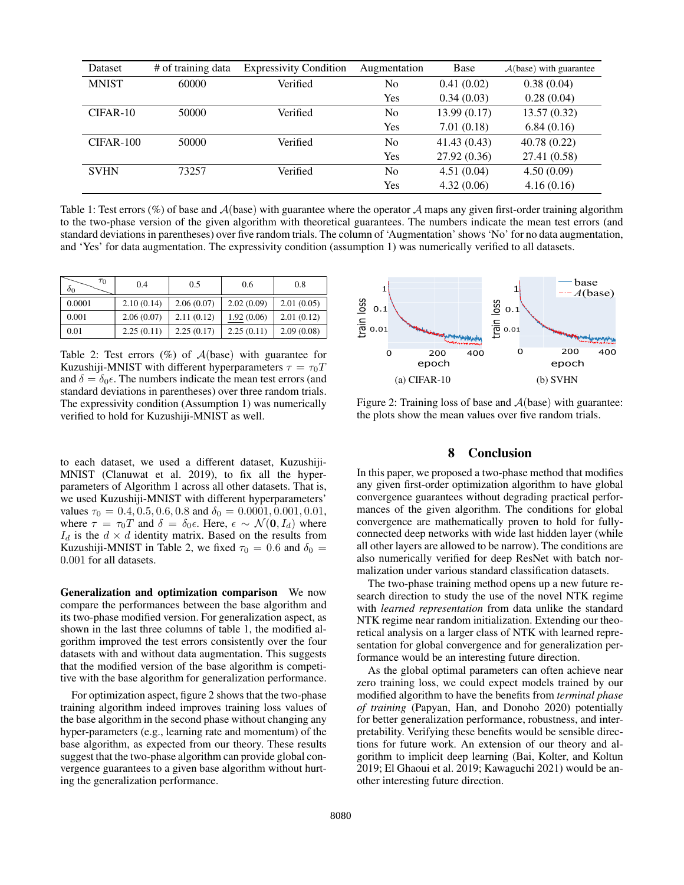| Dataset | # of training data | Expressivity Condition | Augmentation | Base | $\mathcal{A}$(base) with guarantee |
|---|---|---|---|---|---|
| MNIST | 60000 | Verified | No | 0.41 (0.02) | 0.38 (0.04) |
| | | | Yes | 0.34 (0.03) | 0.28 (0.04) |
| CIFAR-10 | 50000 | Verified | No | 13.99 (0.17) | 13.57 (0.32) |
| | | | Yes | 7.01 (0.18) | 6.84 (0.16) |
| CIFAR-100 | 50000 | Verified | No | 41.43 (0.43) | 40.78 (0.22) |
| | | | Yes | 27.92 (0.36) | 27.41 (0.58) |
| SVHN | 73257 | Verified | No | 4.51 (0.04) | 4.50 (0.09) |
| | | | Yes | 4.32 (0.06) | 4.16 (0.16) |

Table 1: Test errors (%) of base and $\mathcal{A}$(base) with guarantee where the operator $\mathcal{A}$ maps any given first-order training algorithm to the two-phase version of the given algorithm with theoretical guarantees. The numbers indicate the mean test errors (and standard deviations in parentheses) over five random trials. The column of 'Augmentation' shows 'No' for no data augmentation, and 'Yes' for data augmentation. The expressivity condition (assumption 1) was numerically verified to all datasets.

| $\delta_0$ \ $\tau_0$ | 0.4 | 0.5 | 0.6 | 0.8 |
|---|---|---|---|---|
| 0.0001 | 2.10 (0.14) | 2.06 (0.07) | 2.02 (0.09) | 2.01 (0.05) |
| 0.001 | 2.06 (0.07) | 2.11 (0.12) | 1.92 (0.06) | 2.01 (0.12) |
| 0.01 | 2.25 (0.11) | 2.25 (0.17) | 2.25 (0.11) | 2.09 (0.08) |

Table 2: Test errors (%) of $\mathcal{A}$(base) with guarantee for Kuzushiji-MNIST with different hyperparameters $\tau = \tau_0 T$ and $\delta = \delta_0 \epsilon$. The numbers indicate the mean test errors (and standard deviations in parentheses) over three random trials. The expressivity condition (Assumption 1) was numerically verified to hold for Kuzushiji-MNIST as well.

to each dataset, we used a different dataset, Kuzushiji-MNIST (Clanuwat et al. 2019), to fix all the hyperparameters of Algorithm 1 across all other datasets. That is, we used Kuzushiji-MNIST with different hyperparameters' values $\tau_0 = 0.4, 0.5, 0.6, 0.8$ and $\delta_0 = 0.0001, 0.001, 0.01$, where $\tau = \tau_0 T$ and $\delta = \delta_0 \epsilon$. Here, $\epsilon \sim \mathcal{N}(\mathbf{0}, I_d)$ where $I_d$ is the $d \times d$ identity matrix. Based on the results from Kuzushiji-MNIST in Table 2, we fixed $\tau_0 = 0.6$ and $\delta_0 = 0.001$ for all datasets.

**Generalization and optimization comparison** We now compare the performances between the base algorithm and its two-phase modified version. For generalization aspect, as shown in the last three columns of table 1, the modified algorithm improved the test errors consistently over the four datasets with and without data augmentation. This suggests that the modified version of the base algorithm is competitive with the base algorithm for generalization performance.

For optimization aspect, figure 2 shows that the two-phase training algorithm indeed improves training loss values of the base algorithm in the second phase without changing any hyper-parameters (e.g., learning rate and momentum) of the base algorithm, as expected from our theory. These results suggest that the two-phase algorithm can provide global convergence guarantees to a given base algorithm without hurting the generalization performance.

(a) CIFAR-10 (b) SVHN

Figure 2: Training loss of base and $\mathcal{A}$(base) with guarantee: the plots show the mean values over five random trials.

## 8 Conclusion

In this paper, we proposed a two-phase method that modifies any given first-order optimization algorithm to have global convergence guarantees without degrading practical performances of the given algorithm. The conditions for global convergence are mathematically proven to hold for fully-connected deep networks with wide last hidden layer (while all other layers are allowed to be narrow). The conditions are also numerically verified for deep ResNet with batch normalization under various standard classification datasets.

The two-phase training method opens up a new future research direction to study the use of the novel NTK regime with *learned representation* from data unlike the standard NTK regime near random initialization. Extending our theoretical analysis on a larger class of NTK with learned representation for global convergence and for generalization performance would be an interesting future direction.

As the global optimal parameters can often achieve near zero training loss, we could expect models trained by our modified algorithm to have the benefits from *terminal phase of training* (Papyan, Han, and Donoho 2020) potentially for better generalization performance, robustness, and interpretability. Verifying these benefits would be sensible directions for future work. An extension of our theory and algorithm to implicit deep learning (Bai, Kolter, and Koltun 2019; El Ghaoui et al. 2019; Kawaguchi 2021) would be another interesting future direction.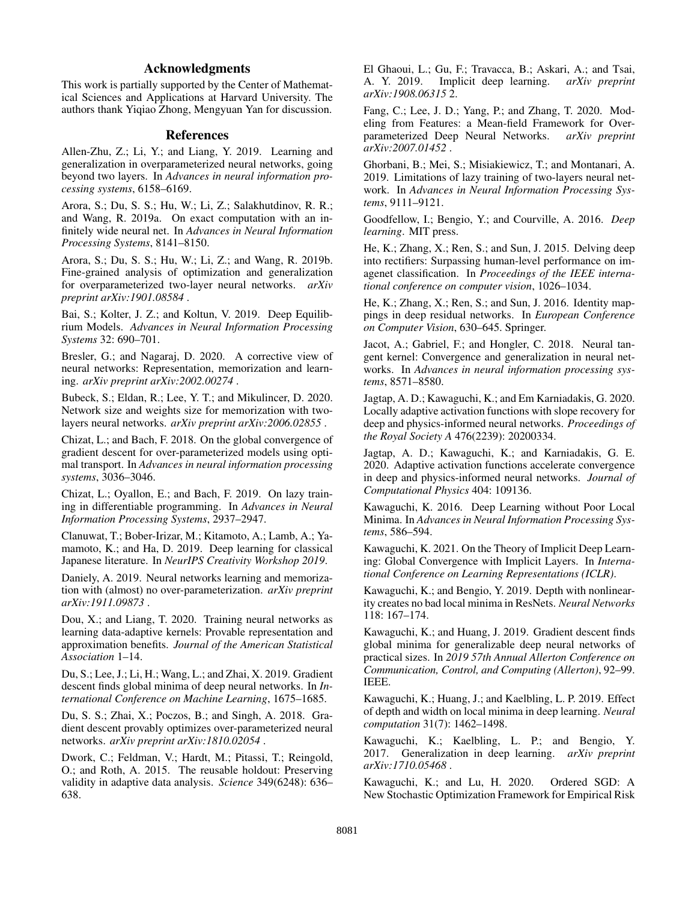## Acknowledgments

This work is partially supported by the Center of Mathematical Sciences and Applications at Harvard University. The authors thank Yiqiao Zhong, Mengyuan Yan for discussion.

## References

Allen-Zhu, Z.; Li, Y.; and Liang, Y. 2019. Learning and generalization in overparameterized neural networks, going beyond two layers. In *Advances in neural information processing systems*, 6158–6169.

Arora, S.; Du, S. S.; Hu, W.; Li, Z.; Salakhutdinov, R. R.; and Wang, R. 2019a. On exact computation with an infinitely wide neural net. In *Advances in Neural Information Processing Systems*, 8141–8150.

Arora, S.; Du, S. S.; Hu, W.; Li, Z.; and Wang, R. 2019b. Fine-grained analysis of optimization and generalization for overparameterized two-layer neural networks. *arXiv preprint arXiv:1901.08584* .

Bai, S.; Kolter, J. Z.; and Koltun, V. 2019. Deep Equilibrium Models. *Advances in Neural Information Processing Systems* 32: 690–701.

Bresler, G.; and Nagaraj, D. 2020. A corrective view of neural networks: Representation, memorization and learning. *arXiv preprint arXiv:2002.00274* .

Bubeck, S.; Eldan, R.; Lee, Y. T.; and Mikulincer, D. 2020. Network size and weights size for memorization with two-layers neural networks. *arXiv preprint arXiv:2006.02855* .

Chizat, L.; and Bach, F. 2018. On the global convergence of gradient descent for over-parameterized models using optimal transport. In *Advances in neural information processing systems*, 3036–3046.

Chizat, L.; Oyallon, E.; and Bach, F. 2019. On lazy training in differentiable programming. In *Advances in Neural Information Processing Systems*, 2937–2947.

Clanuwat, T.; Bober-Irizar, M.; Kitamoto, A.; Lamb, A.; Yamamoto, K.; and Ha, D. 2019. Deep learning for classical Japanese literature. In *NeurIPS Creativity Workshop 2019*.

Daniely, A. 2019. Neural networks learning and memorization with (almost) no over-parameterization. *arXiv preprint arXiv:1911.09873* .

Dou, X.; and Liang, T. 2020. Training neural networks as learning data-adaptive kernels: Provable representation and approximation benefits. *Journal of the American Statistical Association* 1–14.

Du, S.; Lee, J.; Li, H.; Wang, L.; and Zhai, X. 2019. Gradient descent finds global minima of deep neural networks. In *International Conference on Machine Learning*, 1675–1685.

Du, S. S.; Zhai, X.; Poczos, B.; and Singh, A. 2018. Gradient descent provably optimizes over-parameterized neural networks. *arXiv preprint arXiv:1810.02054* .

Dwork, C.; Feldman, V.; Hardt, M.; Pitassi, T.; Reingold, O.; and Roth, A. 2015. The reusable holdout: Preserving validity in adaptive data analysis. *Science* 349(6248): 636–638.

El Ghaoui, L.; Gu, F.; Travacca, B.; Askari, A.; and Tsai, A. Y. 2019. Implicit deep learning. *arXiv preprint arXiv:1908.06315* 2.

Fang, C.; Lee, J. D.; Yang, P.; and Zhang, T. 2020. Modeling from Features: a Mean-field Framework for Overparameterized Deep Neural Networks. *arXiv preprint arXiv:2007.01452* .

Ghorbani, B.; Mei, S.; Misiakiewicz, T.; and Montanari, A. 2019. Limitations of lazy training of two-layers neural network. In *Advances in Neural Information Processing Systems*, 9111–9121.

Goodfellow, I.; Bengio, Y.; and Courville, A. 2016. *Deep learning*. MIT press.

He, K.; Zhang, X.; Ren, S.; and Sun, J. 2015. Delving deep into rectifiers: Surpassing human-level performance on imagenet classification. In *Proceedings of the IEEE international conference on computer vision*, 1026–1034.

He, K.; Zhang, X.; Ren, S.; and Sun, J. 2016. Identity mappings in deep residual networks. In *European Conference on Computer Vision*, 630–645. Springer.

Jacot, A.; Gabriel, F.; and Hongler, C. 2018. Neural tangent kernel: Convergence and generalization in neural networks. In *Advances in neural information processing systems*, 8571–8580.

Jagtap, A. D.; Kawaguchi, K.; and Em Karniadakis, G. 2020. Locally adaptive activation functions with slope recovery for deep and physics-informed neural networks. *Proceedings of the Royal Society A* 476(2239): 20200334.

Jagtap, A. D.; Kawaguchi, K.; and Karniadakis, G. E. 2020. Adaptive activation functions accelerate convergence in deep and physics-informed neural networks. *Journal of Computational Physics* 404: 109136.

Kawaguchi, K. 2016. Deep Learning without Poor Local Minima. In *Advances in Neural Information Processing Systems*, 586–594.

Kawaguchi, K. 2021. On the Theory of Implicit Deep Learning: Global Convergence with Implicit Layers. In *International Conference on Learning Representations (ICLR)*.

Kawaguchi, K.; and Bengio, Y. 2019. Depth with nonlinearity creates no bad local minima in ResNets. *Neural Networks* 118: 167–174.

Kawaguchi, K.; and Huang, J. 2019. Gradient descent finds global minima for generalizable deep neural networks of practical sizes. In *2019 57th Annual Allerton Conference on Communication, Control, and Computing (Allerton)*, 92–99. IEEE.

Kawaguchi, K.; Huang, J.; and Kaelbling, L. P. 2019. Effect of depth and width on local minima in deep learning. *Neural computation* 31(7): 1462–1498.

Kawaguchi, K.; Kaelbling, L. P.; and Bengio, Y. 2017. Generalization in deep learning. *arXiv preprint arXiv:1710.05468* .

Kawaguchi, K.; and Lu, H. 2020. Ordered SGD: A New Stochastic Optimization Framework for Empirical Risk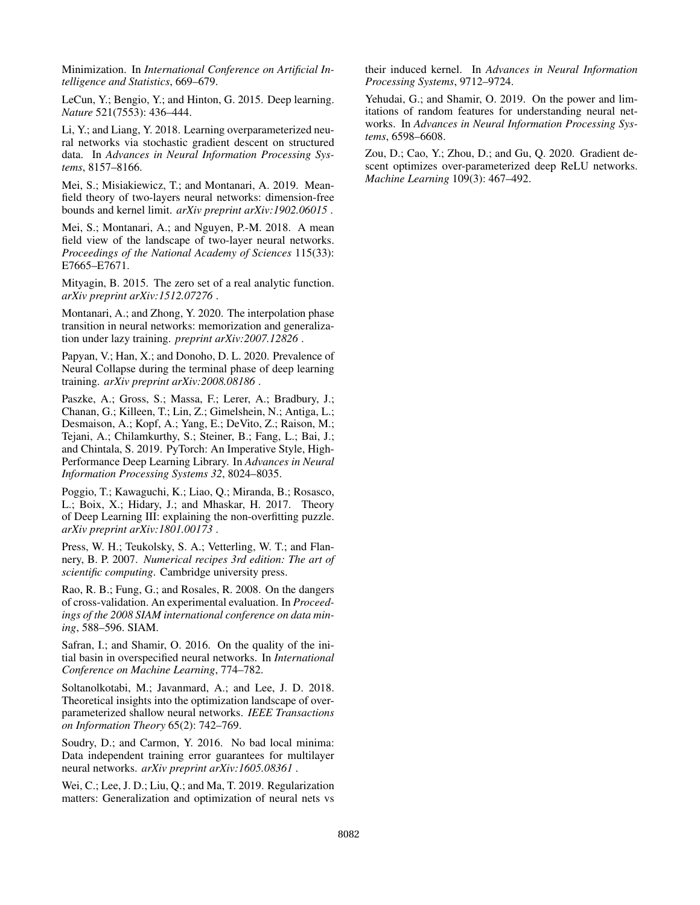Minimization. In *International Conference on Artificial Intelligence and Statistics*, 669–679.

LeCun, Y.; Bengio, Y.; and Hinton, G. 2015. Deep learning. *Nature* 521(7553): 436–444.

Li, Y.; and Liang, Y. 2018. Learning overparameterized neural networks via stochastic gradient descent on structured data. In *Advances in Neural Information Processing Systems*, 8157–8166.

Mei, S.; Misiakiewicz, T.; and Montanari, A. 2019. Mean-field theory of two-layers neural networks: dimension-free bounds and kernel limit. *arXiv preprint arXiv:1902.06015* .

Mei, S.; Montanari, A.; and Nguyen, P.-M. 2018. A mean field view of the landscape of two-layer neural networks. *Proceedings of the National Academy of Sciences* 115(33): E7665–E7671.

Mityagin, B. 2015. The zero set of a real analytic function. *arXiv preprint arXiv:1512.07276* .

Montanari, A.; and Zhong, Y. 2020. The interpolation phase transition in neural networks: memorization and generalization under lazy training. *preprint arXiv:2007.12826* .

Papyan, V.; Han, X.; and Donoho, D. L. 2020. Prevalence of Neural Collapse during the terminal phase of deep learning training. *arXiv preprint arXiv:2008.08186* .

Paszke, A.; Gross, S.; Massa, F.; Lerer, A.; Bradbury, J.; Chanan, G.; Killeen, T.; Lin, Z.; Gimelshein, N.; Antiga, L.; Desmaison, A.; Kopf, A.; Yang, E.; DeVito, Z.; Raison, M.; Tejani, A.; Chilamkurthy, S.; Steiner, B.; Fang, L.; Bai, J.; and Chintala, S. 2019. PyTorch: An Imperative Style, High-Performance Deep Learning Library. In *Advances in Neural Information Processing Systems 32*, 8024–8035.

Poggio, T.; Kawaguchi, K.; Liao, Q.; Miranda, B.; Rosasco, L.; Boix, X.; Hidary, J.; and Mhaskar, H. 2017. Theory of Deep Learning III: explaining the non-overfitting puzzle. *arXiv preprint arXiv:1801.00173* .

Press, W. H.; Teukolsky, S. A.; Vetterling, W. T.; and Flannery, B. P. 2007. *Numerical recipes 3rd edition: The art of scientific computing*. Cambridge university press.

Rao, R. B.; Fung, G.; and Rosales, R. 2008. On the dangers of cross-validation. An experimental evaluation. In *Proceedings of the 2008 SIAM international conference on data mining*, 588–596. SIAM.

Safran, I.; and Shamir, O. 2016. On the quality of the initial basin in overspecified neural networks. In *International Conference on Machine Learning*, 774–782.

Soltanolkotabi, M.; Javanmard, A.; and Lee, J. D. 2018. Theoretical insights into the optimization landscape of over-parameterized shallow neural networks. *IEEE Transactions on Information Theory* 65(2): 742–769.

Soudry, D.; and Carmon, Y. 2016. No bad local minima: Data independent training error guarantees for multilayer neural networks. *arXiv preprint arXiv:1605.08361* .

Wei, C.; Lee, J. D.; Liu, Q.; and Ma, T. 2019. Regularization matters: Generalization and optimization of neural nets vs their induced kernel. In *Advances in Neural Information Processing Systems*, 9712–9724.

Yehudai, G.; and Shamir, O. 2019. On the power and limitations of random features for understanding neural networks. In *Advances in Neural Information Processing Systems*, 6598–6608.

Zou, D.; Cao, Y.; Zhou, D.; and Gu, Q. 2020. Gradient descent optimizes over-parameterized deep ReLU networks. *Machine Learning* 109(3): 467–492.